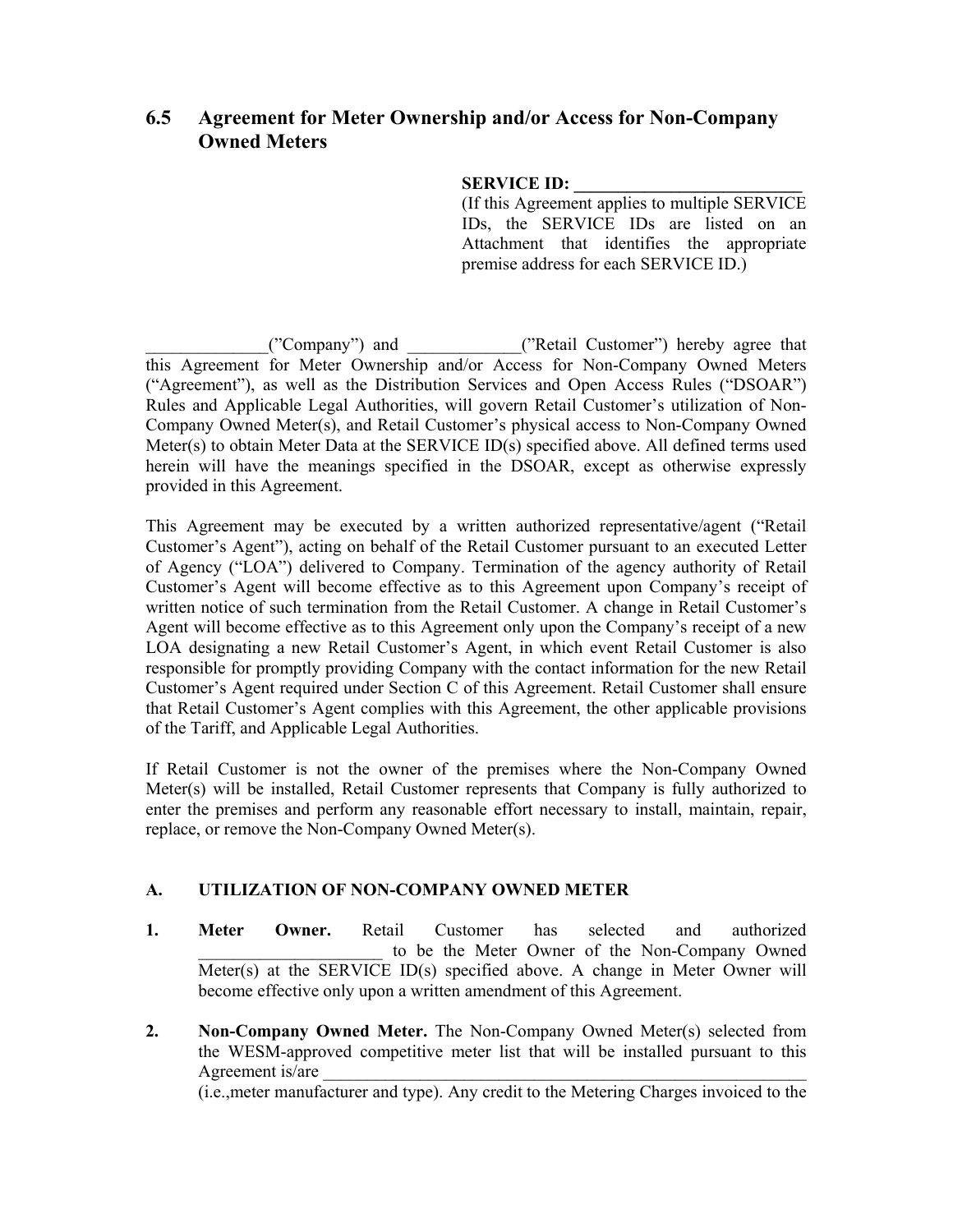## 6.5 Agreement for Meter Ownership and/or Access for Non-Company Owned Meters

**SERVICE ID: _________________________**
(If this Agreement applies to multiple SERVICE IDs, the SERVICE IDs are listed on an Attachment that identifies the appropriate premise address for each SERVICE ID.)

______________(”Company”) and _____________(”Retail Customer”) hereby agree that this Agreement for Meter Ownership and/or Access for Non-Company Owned Meters (“Agreement”), as well as the Distribution Services and Open Access Rules (“DSOAR”) Rules and Applicable Legal Authorities, will govern Retail Customer’s utilization of Non-Company Owned Meter(s), and Retail Customer’s physical access to Non-Company Owned Meter(s) to obtain Meter Data at the SERVICE ID(s) specified above. All defined terms used herein will have the meanings specified in the DSOAR, except as otherwise expressly provided in this Agreement.

This Agreement may be executed by a written authorized representative/agent (“Retail Customer’s Agent”), acting on behalf of the Retail Customer pursuant to an executed Letter of Agency (“LOA”) delivered to Company. Termination of the agency authority of Retail Customer’s Agent will become effective as to this Agreement upon Company’s receipt of written notice of such termination from the Retail Customer. A change in Retail Customer’s Agent will become effective as to this Agreement only upon the Company’s receipt of a new LOA designating a new Retail Customer’s Agent, in which event Retail Customer is also responsible for promptly providing Company with the contact information for the new Retail Customer’s Agent required under Section C of this Agreement. Retail Customer shall ensure that Retail Customer’s Agent complies with this Agreement, the other applicable provisions of the Tariff, and Applicable Legal Authorities.

If Retail Customer is not the owner of the premises where the Non-Company Owned Meter(s) will be installed, Retail Customer represents that Company is fully authorized to enter the premises and perform any reasonable effort necessary to install, maintain, repair, replace, or remove the Non-Company Owned Meter(s).

### A. UTILIZATION OF NON-COMPANY OWNED METER

1. **Meter Owner.** Retail Customer has selected and authorized ______________________ to be the Meter Owner of the Non-Company Owned Meter(s) at the SERVICE ID(s) specified above. A change in Meter Owner will become effective only upon a written amendment of this Agreement.

2. **Non-Company Owned Meter.** The Non-Company Owned Meter(s) selected from the WESM-approved competitive meter list that will be installed pursuant to this Agreement is/are ___________________________________________________________ (i.e.,meter manufacturer and type). Any credit to the Metering Charges invoiced to the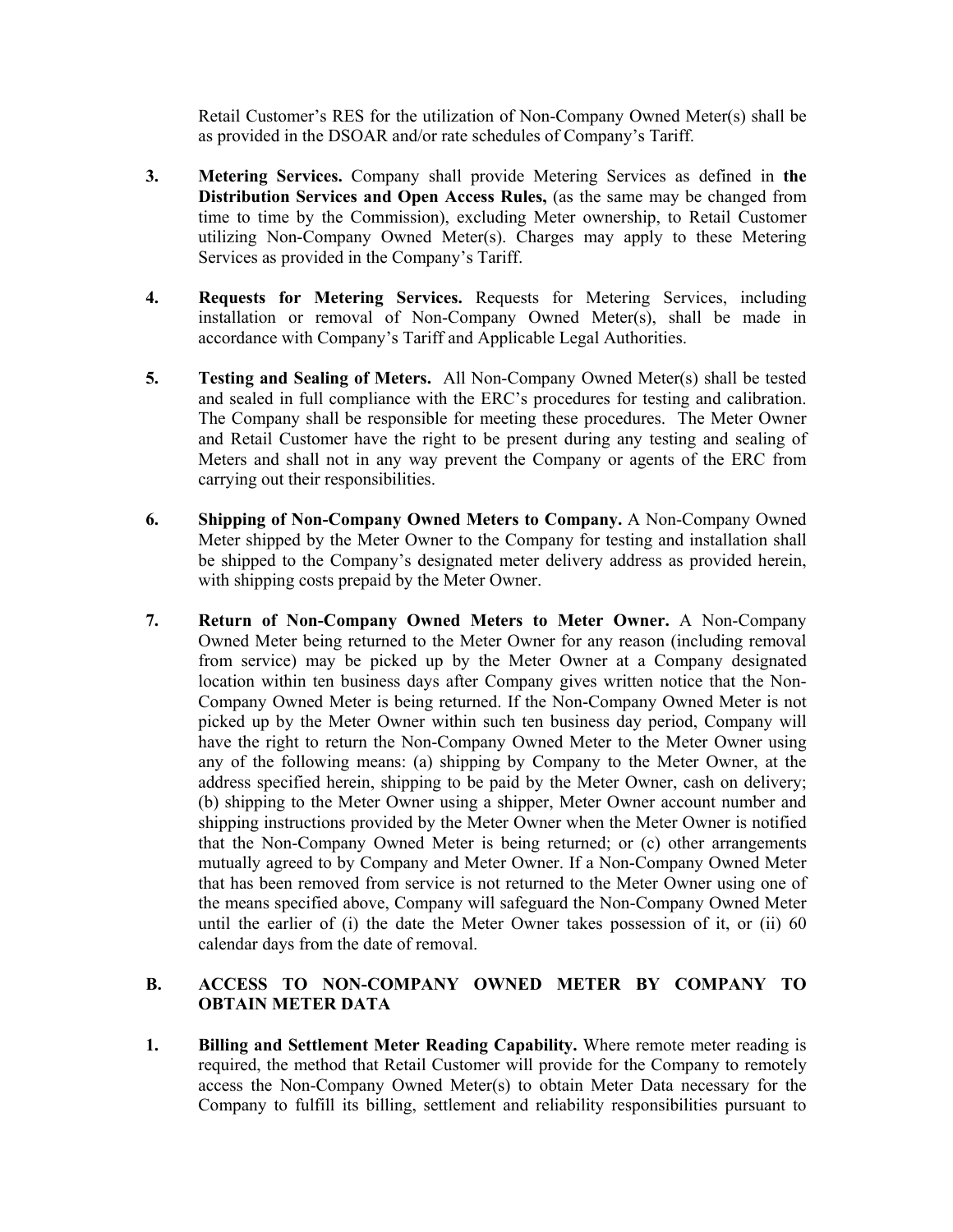Retail Customer's RES for the utilization of Non-Company Owned Meter(s) shall be as provided in the DSOAR and/or rate schedules of Company's Tariff.

3. **Metering Services.** Company shall provide Metering Services as defined in **the Distribution Services and Open Access Rules,** (as the same may be changed from time to time by the Commission), excluding Meter ownership, to Retail Customer utilizing Non-Company Owned Meter(s). Charges may apply to these Metering Services as provided in the Company's Tariff.

4. **Requests for Metering Services.** Requests for Metering Services, including installation or removal of Non-Company Owned Meter(s), shall be made in accordance with Company's Tariff and Applicable Legal Authorities.

5. **Testing and Sealing of Meters.** All Non-Company Owned Meter(s) shall be tested and sealed in full compliance with the ERC's procedures for testing and calibration. The Company shall be responsible for meeting these procedures. The Meter Owner and Retail Customer have the right to be present during any testing and sealing of Meters and shall not in any way prevent the Company or agents of the ERC from carrying out their responsibilities.

6. **Shipping of Non-Company Owned Meters to Company.** A Non-Company Owned Meter shipped by the Meter Owner to the Company for testing and installation shall be shipped to the Company's designated meter delivery address as provided herein, with shipping costs prepaid by the Meter Owner.

7. **Return of Non-Company Owned Meters to Meter Owner.** A Non-Company Owned Meter being returned to the Meter Owner for any reason (including removal from service) may be picked up by the Meter Owner at a Company designated location within ten business days after Company gives written notice that the Non-Company Owned Meter is being returned. If the Non-Company Owned Meter is not picked up by the Meter Owner within such ten business day period, Company will have the right to return the Non-Company Owned Meter to the Meter Owner using any of the following means: (a) shipping by Company to the Meter Owner, at the address specified herein, shipping to be paid by the Meter Owner, cash on delivery; (b) shipping to the Meter Owner using a shipper, Meter Owner account number and shipping instructions provided by the Meter Owner when the Meter Owner is notified that the Non-Company Owned Meter is being returned; or (c) other arrangements mutually agreed to by Company and Meter Owner. If a Non-Company Owned Meter that has been removed from service is not returned to the Meter Owner using one of the means specified above, Company will safeguard the Non-Company Owned Meter until the earlier of (i) the date the Meter Owner takes possession of it, or (ii) 60 calendar days from the date of removal.

## B. ACCESS TO NON-COMPANY OWNED METER BY COMPANY TO OBTAIN METER DATA

1. **Billing and Settlement Meter Reading Capability.** Where remote meter reading is required, the method that Retail Customer will provide for the Company to remotely access the Non-Company Owned Meter(s) to obtain Meter Data necessary for the Company to fulfill its billing, settlement and reliability responsibilities pursuant to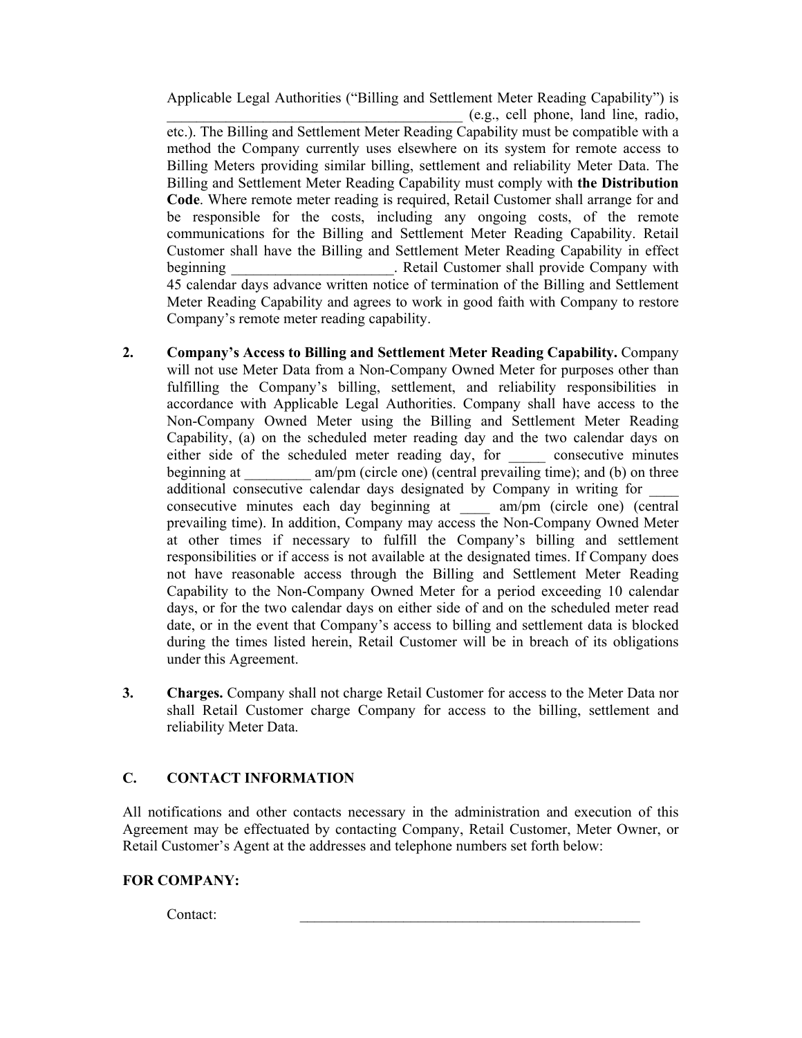Applicable Legal Authorities ("Billing and Settlement Meter Reading Capability") is _________________________________________ (e.g., cell phone, land line, radio, etc.). The Billing and Settlement Meter Reading Capability must be compatible with a method the Company currently uses elsewhere on its system for remote access to Billing Meters providing similar billing, settlement and reliability Meter Data. The Billing and Settlement Meter Reading Capability must comply with **the Distribution Code**. Where remote meter reading is required, Retail Customer shall arrange for and be responsible for the costs, including any ongoing costs, of the remote communications for the Billing and Settlement Meter Reading Capability. Retail Customer shall have the Billing and Settlement Meter Reading Capability in effect beginning ______________________. Retail Customer shall provide Company with 45 calendar days advance written notice of termination of the Billing and Settlement Meter Reading Capability and agrees to work in good faith with Company to restore Company's remote meter reading capability.

2. **Company's Access to Billing and Settlement Meter Reading Capability.** Company will not use Meter Data from a Non-Company Owned Meter for purposes other than fulfilling the Company's billing, settlement, and reliability responsibilities in accordance with Applicable Legal Authorities. Company shall have access to the Non-Company Owned Meter using the Billing and Settlement Meter Reading Capability, (a) on the scheduled meter reading day and the two calendar days on either side of the scheduled meter reading day, for _____ consecutive minutes beginning at _________ am/pm (circle one) (central prevailing time); and (b) on three additional consecutive calendar days designated by Company in writing for ____ consecutive minutes each day beginning at ____ am/pm (circle one) (central prevailing time). In addition, Company may access the Non-Company Owned Meter at other times if necessary to fulfill the Company's billing and settlement responsibilities or if access is not available at the designated times. If Company does not have reasonable access through the Billing and Settlement Meter Reading Capability to the Non-Company Owned Meter for a period exceeding 10 calendar days, or for the two calendar days on either side of and on the scheduled meter read date, or in the event that Company's access to billing and settlement data is blocked during the times listed herein, Retail Customer will be in breach of its obligations under this Agreement.

3. **Charges.** Company shall not charge Retail Customer for access to the Meter Data nor shall Retail Customer charge Company for access to the billing, settlement and reliability Meter Data.

## C. CONTACT INFORMATION

All notifications and other contacts necessary in the administration and execution of this Agreement may be effectuated by contacting Company, Retail Customer, Meter Owner, or Retail Customer's Agent at the addresses and telephone numbers set forth below:

**FOR COMPANY:**

Contact: __________________________________________________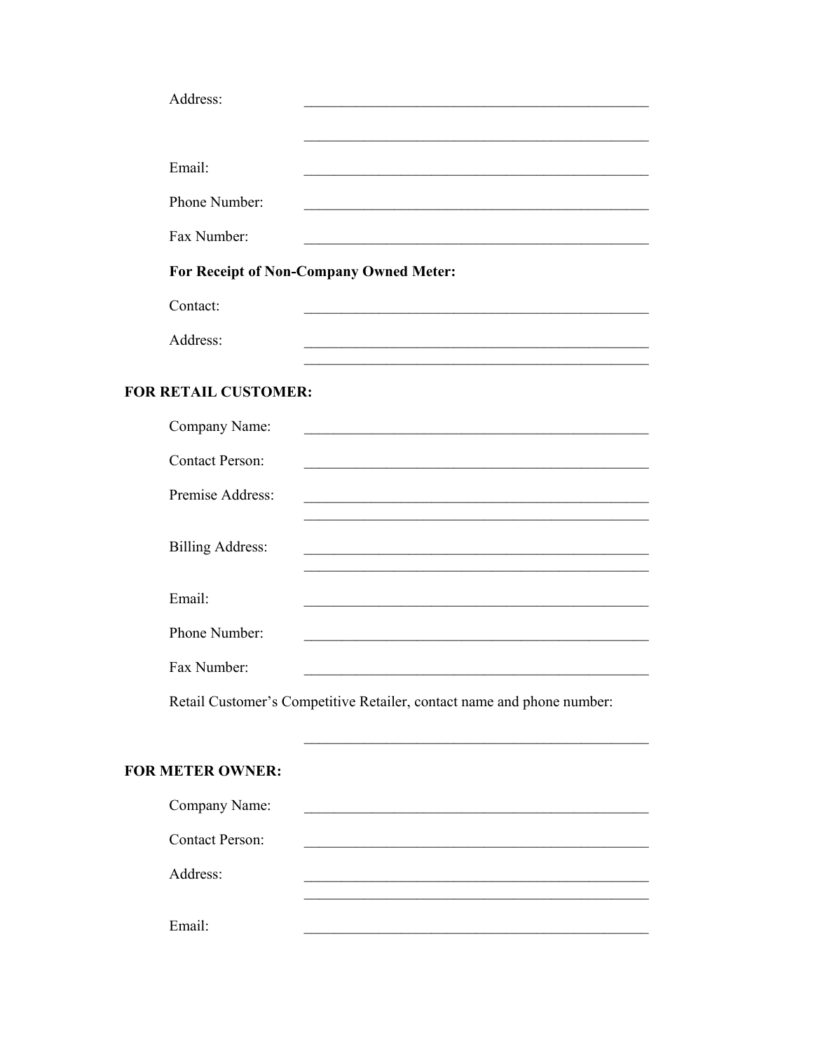Address: ______________________________________________

______________________________________________

Email: ______________________________________________

Phone Number: ______________________________________________

Fax Number: ______________________________________________

**For Receipt of Non-Company Owned Meter:**

Contact: ______________________________________________

Address: ______________________________________________

______________________________________________

**FOR RETAIL CUSTOMER:**

Company Name: ______________________________________________

Contact Person: ______________________________________________

Premise Address: ______________________________________________

______________________________________________

Billing Address: ______________________________________________

______________________________________________

Email: ______________________________________________

Phone Number: ______________________________________________

Fax Number: ______________________________________________

Retail Customer's Competitive Retailer, contact name and phone number:

______________________________________________

**FOR METER OWNER:**

Company Name: ______________________________________________

Contact Person: ______________________________________________

Address: ______________________________________________

______________________________________________

Email: ______________________________________________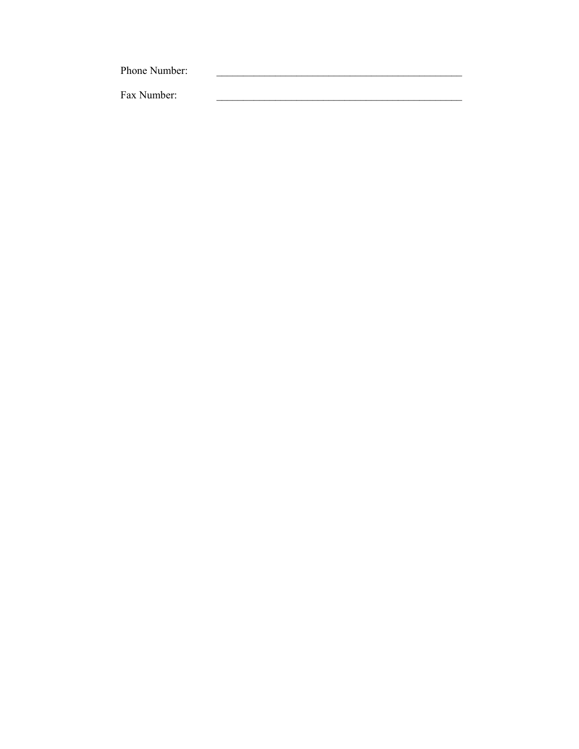Phone Number: _______________________________________________

Fax Number: _______________________________________________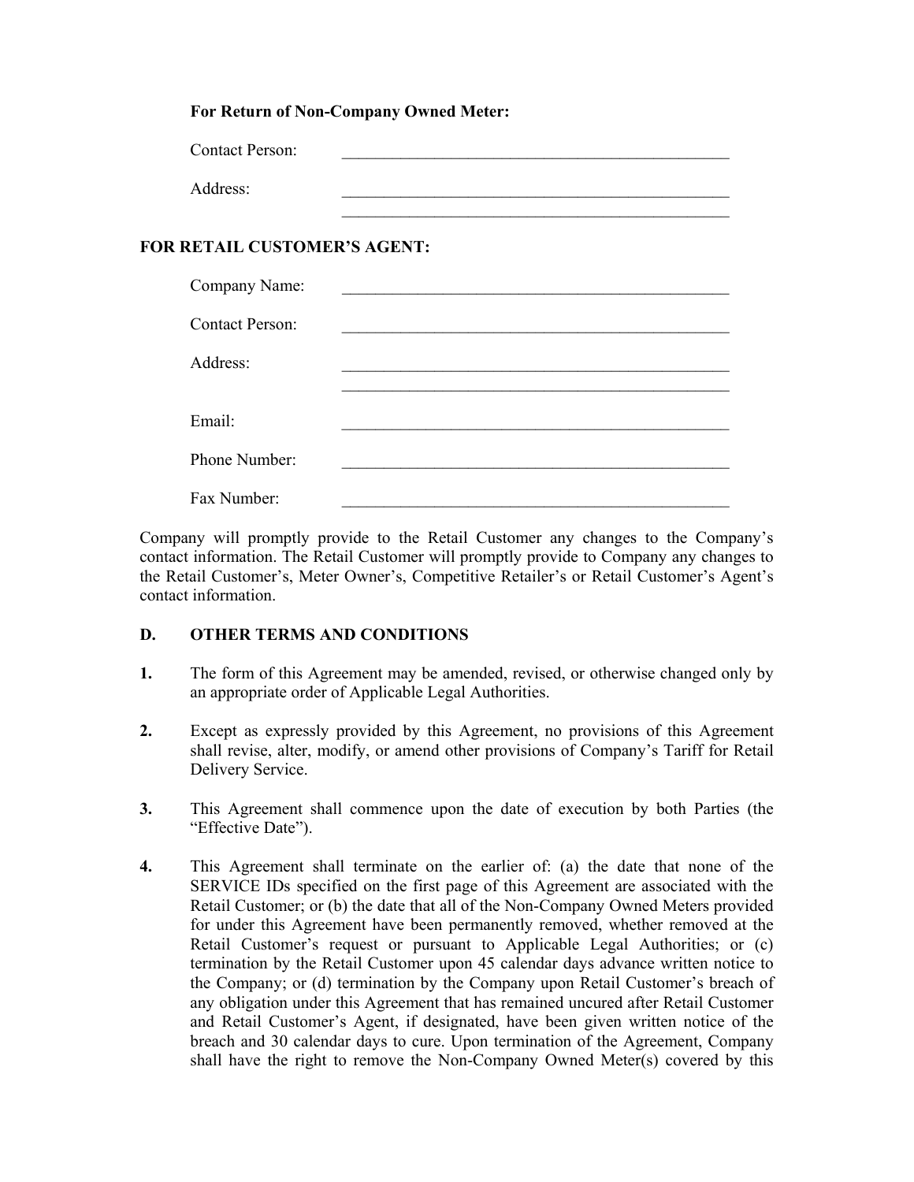**For Return of Non-Company Owned Meter:**

Contact Person: \_\_\_\_\_\_\_\_\_\_\_\_\_\_\_\_\_\_\_\_\_\_\_\_\_\_\_\_\_\_\_\_\_\_\_\_\_\_\_\_\_\_\_\_\_\_

Address: \_\_\_\_\_\_\_\_\_\_\_\_\_\_\_\_\_\_\_\_\_\_\_\_\_\_\_\_\_\_\_\_\_\_\_\_\_\_\_\_\_\_\_\_\_\_
\_\_\_\_\_\_\_\_\_\_\_\_\_\_\_\_\_\_\_\_\_\_\_\_\_\_\_\_\_\_\_\_\_\_\_\_\_\_\_\_\_\_\_\_\_\_

**FOR RETAIL CUSTOMER'S AGENT:**

Company Name: \_\_\_\_\_\_\_\_\_\_\_\_\_\_\_\_\_\_\_\_\_\_\_\_\_\_\_\_\_\_\_\_\_\_\_\_\_\_\_\_\_\_\_\_\_\_

Contact Person: \_\_\_\_\_\_\_\_\_\_\_\_\_\_\_\_\_\_\_\_\_\_\_\_\_\_\_\_\_\_\_\_\_\_\_\_\_\_\_\_\_\_\_\_\_\_

Address: \_\_\_\_\_\_\_\_\_\_\_\_\_\_\_\_\_\_\_\_\_\_\_\_\_\_\_\_\_\_\_\_\_\_\_\_\_\_\_\_\_\_\_\_\_\_
\_\_\_\_\_\_\_\_\_\_\_\_\_\_\_\_\_\_\_\_\_\_\_\_\_\_\_\_\_\_\_\_\_\_\_\_\_\_\_\_\_\_\_\_\_\_

Email: \_\_\_\_\_\_\_\_\_\_\_\_\_\_\_\_\_\_\_\_\_\_\_\_\_\_\_\_\_\_\_\_\_\_\_\_\_\_\_\_\_\_\_\_\_\_

Phone Number: \_\_\_\_\_\_\_\_\_\_\_\_\_\_\_\_\_\_\_\_\_\_\_\_\_\_\_\_\_\_\_\_\_\_\_\_\_\_\_\_\_\_\_\_\_\_

Fax Number: \_\_\_\_\_\_\_\_\_\_\_\_\_\_\_\_\_\_\_\_\_\_\_\_\_\_\_\_\_\_\_\_\_\_\_\_\_\_\_\_\_\_\_\_\_\_

Company will promptly provide to the Retail Customer any changes to the Company's contact information. The Retail Customer will promptly provide to Company any changes to the Retail Customer's, Meter Owner's, Competitive Retailer's or Retail Customer's Agent's contact information.

## D. OTHER TERMS AND CONDITIONS

**1.** The form of this Agreement may be amended, revised, or otherwise changed only by an appropriate order of Applicable Legal Authorities.

**2.** Except as expressly provided by this Agreement, no provisions of this Agreement shall revise, alter, modify, or amend other provisions of Company's Tariff for Retail Delivery Service.

**3.** This Agreement shall commence upon the date of execution by both Parties (the "Effective Date").

**4.** This Agreement shall terminate on the earlier of: (a) the date that none of the SERVICE IDs specified on the first page of this Agreement are associated with the Retail Customer; or (b) the date that all of the Non-Company Owned Meters provided for under this Agreement have been permanently removed, whether removed at the Retail Customer's request or pursuant to Applicable Legal Authorities; or (c) termination by the Retail Customer upon 45 calendar days advance written notice to the Company; or (d) termination by the Company upon Retail Customer's breach of any obligation under this Agreement that has remained uncured after Retail Customer and Retail Customer's Agent, if designated, have been given written notice of the breach and 30 calendar days to cure. Upon termination of the Agreement, Company shall have the right to remove the Non-Company Owned Meter(s) covered by this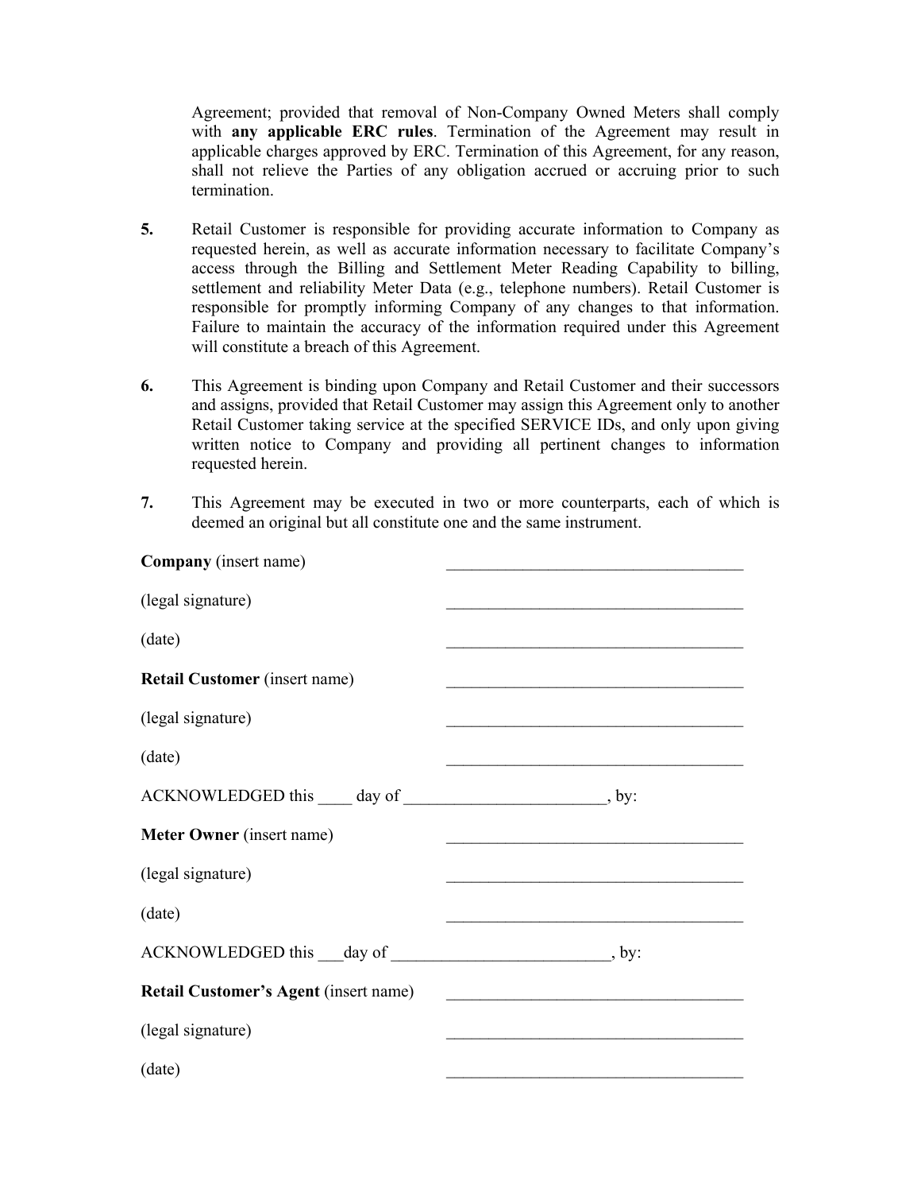Agreement; provided that removal of Non-Company Owned Meters shall comply with **any applicable ERC rules**. Termination of the Agreement may result in applicable charges approved by ERC. Termination of this Agreement, for any reason, shall not relieve the Parties of any obligation accrued or accruing prior to such termination.

**5.** Retail Customer is responsible for providing accurate information to Company as requested herein, as well as accurate information necessary to facilitate Company's access through the Billing and Settlement Meter Reading Capability to billing, settlement and reliability Meter Data (e.g., telephone numbers). Retail Customer is responsible for promptly informing Company of any changes to that information. Failure to maintain the accuracy of the information required under this Agreement will constitute a breach of this Agreement.

**6.** This Agreement is binding upon Company and Retail Customer and their successors and assigns, provided that Retail Customer may assign this Agreement only to another Retail Customer taking service at the specified SERVICE IDs, and only upon giving written notice to Company and providing all pertinent changes to information requested herein.

**7.** This Agreement may be executed in two or more counterparts, each of which is deemed an original but all constitute one and the same instrument.

**Company** (insert name) ____________________________________

(legal signature) ____________________________________

(date) ____________________________________

**Retail Customer** (insert name) ____________________________________

(legal signature) ____________________________________

(date) ____________________________________

ACKNOWLEDGED this ____ day of ________________________, by:

**Meter Owner** (insert name) ____________________________________

(legal signature) ____________________________________

(date) ____________________________________

ACKNOWLEDGED this ___day of __________________________, by:

**Retail Customer's Agent** (insert name) ____________________________________

(legal signature) ____________________________________

(date) ____________________________________